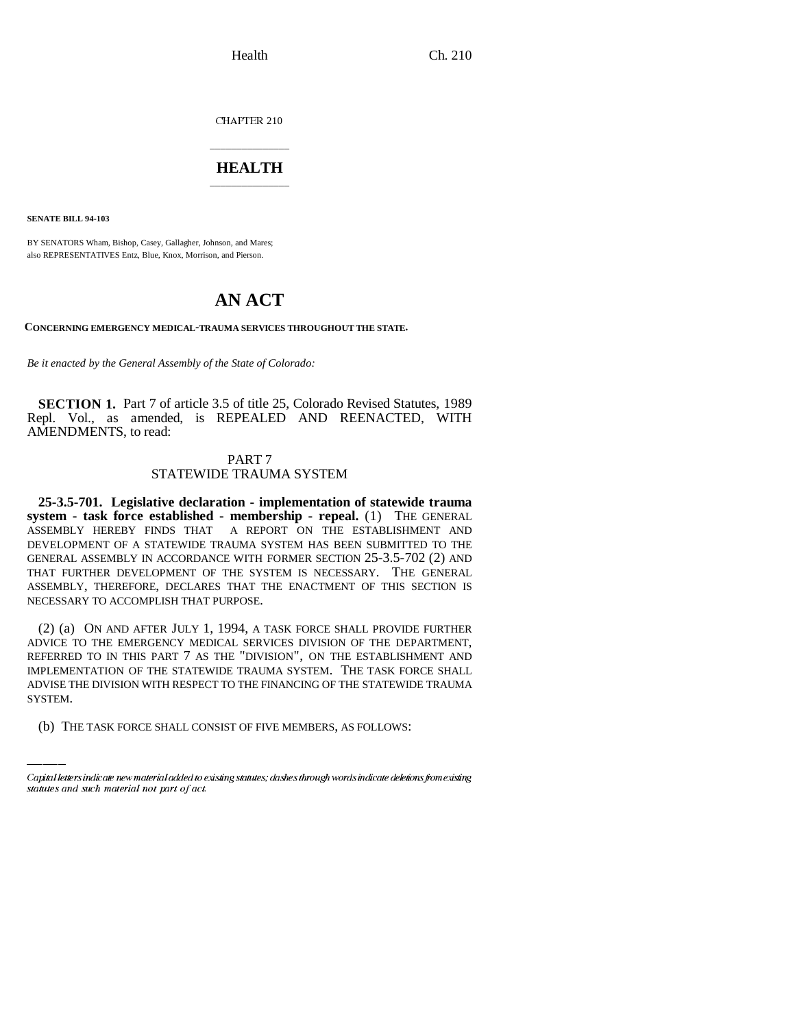CHAPTER 210

# HEALTH

**SENATE BILL 94-103**

BY SENATORS Wham, Bishop, Casey, Gallagher, Johnson, and Mares;
also REPRESENTATIVES Entz, Blue, Knox, Morrison, and Pierson.

# AN ACT

**CONCERNING EMERGENCY MEDICAL-TRAUMA SERVICES THROUGHOUT THE STATE.**

*Be it enacted by the General Assembly of the State of Colorado:*

**SECTION 1.** Part 7 of article 3.5 of title 25, Colorado Revised Statutes, 1989 Repl. Vol., as amended, is REPEALED AND REENACTED, WITH AMENDMENTS, to read:

PART 7
STATEWIDE TRAUMA SYSTEM

**25-3.5-701. Legislative declaration - implementation of statewide trauma system - task force established - membership - repeal.** (1) THE GENERAL ASSEMBLY HEREBY FINDS THAT A REPORT ON THE ESTABLISHMENT AND DEVELOPMENT OF A STATEWIDE TRAUMA SYSTEM HAS BEEN SUBMITTED TO THE GENERAL ASSEMBLY IN ACCORDANCE WITH FORMER SECTION 25-3.5-702 (2) AND THAT FURTHER DEVELOPMENT OF THE SYSTEM IS NECESSARY. THE GENERAL ASSEMBLY, THEREFORE, DECLARES THAT THE ENACTMENT OF THIS SECTION IS NECESSARY TO ACCOMPLISH THAT PURPOSE.

(2) (a) ON AND AFTER JULY 1, 1994, A TASK FORCE SHALL PROVIDE FURTHER ADVICE TO THE EMERGENCY MEDICAL SERVICES DIVISION OF THE DEPARTMENT, REFERRED TO IN THIS PART 7 AS THE "DIVISION", ON THE ESTABLISHMENT AND IMPLEMENTATION OF THE STATEWIDE TRAUMA SYSTEM. THE TASK FORCE SHALL ADVISE THE DIVISION WITH RESPECT TO THE FINANCING OF THE STATEWIDE TRAUMA SYSTEM.

(b) THE TASK FORCE SHALL CONSIST OF FIVE MEMBERS, AS FOLLOWS:

*Capital letters indicate new material added to existing statutes; dashes through words indicate deletions from existing statutes and such material not part of act.*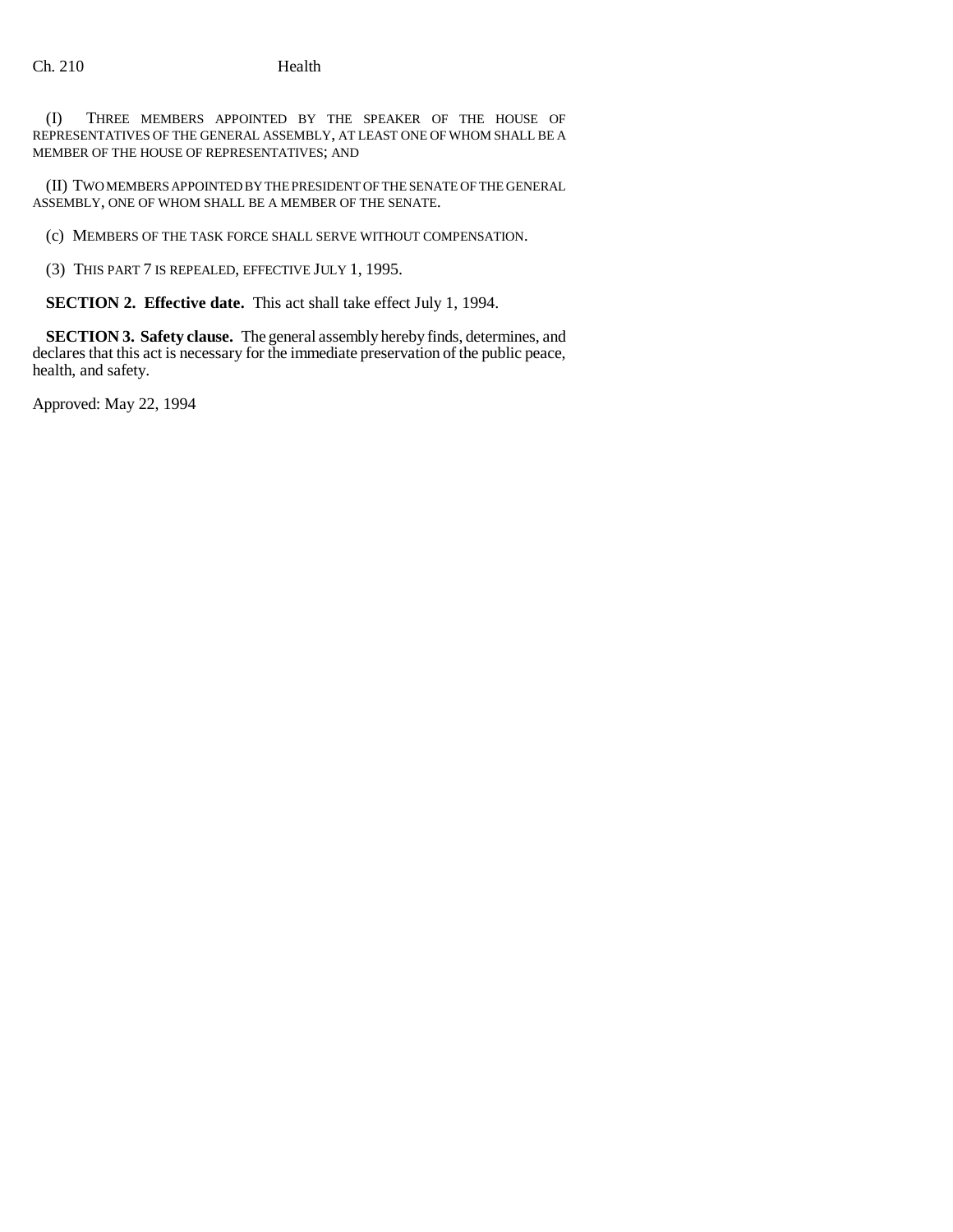(I) THREE MEMBERS APPOINTED BY THE SPEAKER OF THE HOUSE OF REPRESENTATIVES OF THE GENERAL ASSEMBLY, AT LEAST ONE OF WHOM SHALL BE A MEMBER OF THE HOUSE OF REPRESENTATIVES; AND

(II) TWO MEMBERS APPOINTED BY THE PRESIDENT OF THE SENATE OF THE GENERAL ASSEMBLY, ONE OF WHOM SHALL BE A MEMBER OF THE SENATE.

(c) MEMBERS OF THE TASK FORCE SHALL SERVE WITHOUT COMPENSATION.

(3) THIS PART 7 IS REPEALED, EFFECTIVE JULY 1, 1995.

**SECTION 2. Effective date.** This act shall take effect July 1, 1994.

**SECTION 3. Safety clause.** The general assembly hereby finds, determines, and declares that this act is necessary for the immediate preservation of the public peace, health, and safety.

Approved: May 22, 1994